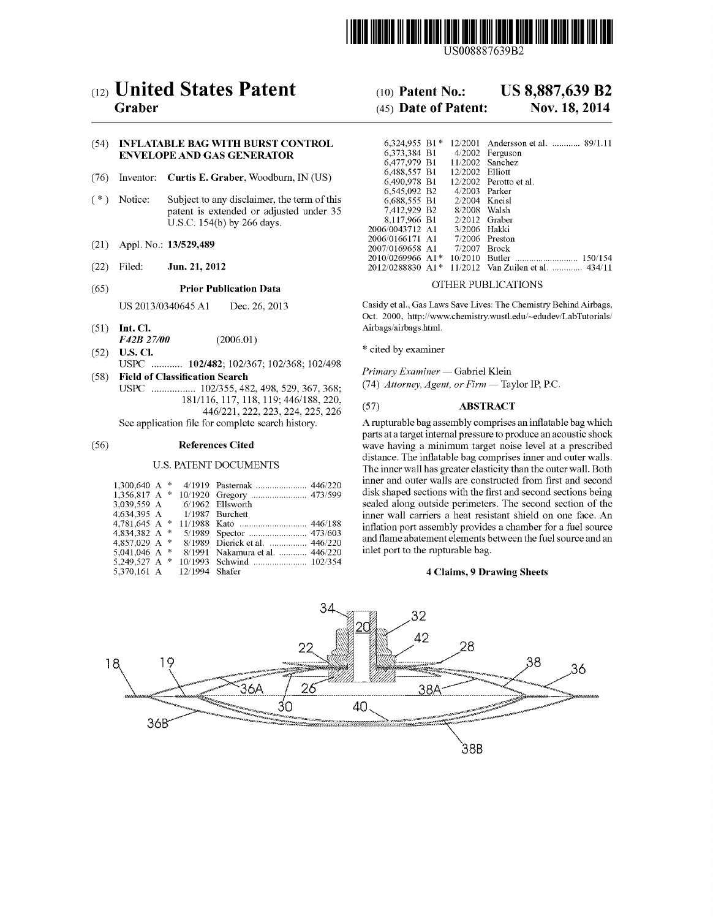US008887639B2

# (12) United States Patent
**Graber**

**(10) Patent No.: US 8,887,639 B2**

**(45) Date of Patent: Nov. 18, 2014**

(54) **INFLATABLE BAG WITH BURST CONTROL ENVELOPE AND GAS GENERATOR**

(76) Inventor: **Curtis E. Graber**, Woodburn, IN (US)

( * ) Notice: Subject to any disclaimer, the term of this patent is extended or adjusted under 35 U.S.C. 154(b) by 266 days.

(21) Appl. No.: **13/529,489**

(22) Filed: **Jun. 21, 2012**

(65) **Prior Publication Data**

US 2013/0340645 A1 Dec. 26, 2013

(51) **Int. Cl.**
*F42B 27/00* (2006.01)

(52) **U.S. Cl.**
USPC ............ **102/482**; 102/367; 102/368; 102/498

(58) **Field of Classification Search**
USPC ................. 102/355, 482, 498, 529, 367, 368; 181/116, 117, 118, 119; 446/188, 220, 446/221, 222, 223, 224, 225, 226
See application file for complete search history.

(56) **References Cited**

U.S. PATENT DOCUMENTS

| | | | |
|---|---|---|---|
| 1,300,640 A * | 4/1919 | Pasternak | 446/220 |
| 1,356,817 A * | 10/1920 | Gregory | 473/599 |
| 3,039,559 A | 6/1962 | Ellsworth | |
| 4,634,395 A | 1/1987 | Burchett | |
| 4,781,645 A * | 11/1988 | Kato | 446/188 |
| 4,834,382 A * | 5/1989 | Spector | 473/603 |
| 4,857,029 A * | 8/1989 | Dierick et al. | 446/220 |
| 5,041,046 A * | 8/1991 | Nakamura et al. | 446/220 |
| 5,249,527 A * | 10/1993 | Schwind | 102/354 |
| 5,370,161 A | 12/1994 | Shafer | |
| 6,324,955 B1 * | 12/2001 | Andersson et al. | 89/1.11 |
| 6,373,384 B1 | 4/2002 | Ferguson | |
| 6,477,979 B1 | 11/2002 | Sanchez | |
| 6,488,557 B1 | 12/2002 | Elliott | |
| 6,490,978 B1 | 12/2002 | Perotto et al. | |
| 6,545,092 B2 | 4/2003 | Parker | |
| 6,688,555 B1 | 2/2004 | Kneisl | |
| 7,412,929 B2 | 8/2008 | Walsh | |
| 8,117,966 B1 | 2/2012 | Graber | |
| 2006/0043712 A1 | 3/2006 | Hakki | |
| 2006/0166171 A1 | 7/2006 | Preston | |
| 2007/0169658 A1 | 7/2007 | Brock | |
| 2010/0269966 A1 * | 10/2010 | Butler | 150/154 |
| 2012/0288830 A1 * | 11/2012 | Van Zuilen et al. | 434/11 |

OTHER PUBLICATIONS

Casidy et al., Gas Laws Save Lives: The Chemistry Behind Airbags, Oct. 2000, http://www.chemistry.wustl.edu/~edudev/LabTutorials/Airbags/airbags.html.

\* cited by examiner

*Primary Examiner* — Gabriel Klein
(74) *Attorney, Agent, or Firm* — Taylor IP, P.C.

(57) **ABSTRACT**

A rupturable bag assembly comprises an inflatable bag which parts at a target internal pressure to produce an acoustic shock wave having a minimum target noise level at a prescribed distance. The inflatable bag comprises inner and outer walls. The inner wall has greater elasticity than the outer wall. Both inner and outer walls are constructed from first and second disk shaped sections with the first and second sections being sealed along outside perimeters. The second section of the inner wall carriers a heat resistant shield on one face. An inflation port assembly provides a chamber for a fuel source and flame abatement elements between the fuel source and an inlet port to the rupturable bag.

**4 Claims, 9 Drawing Sheets**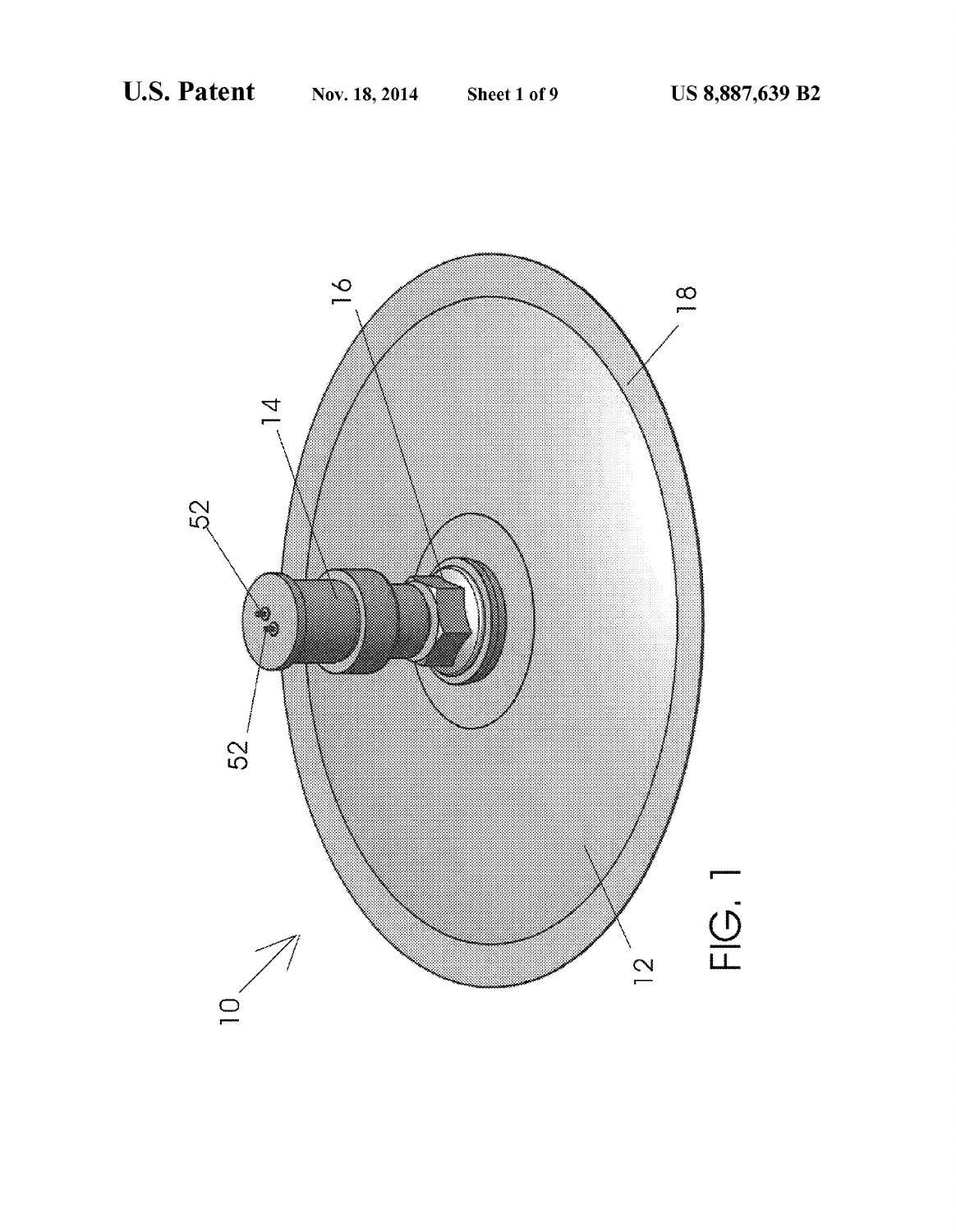FIG. 1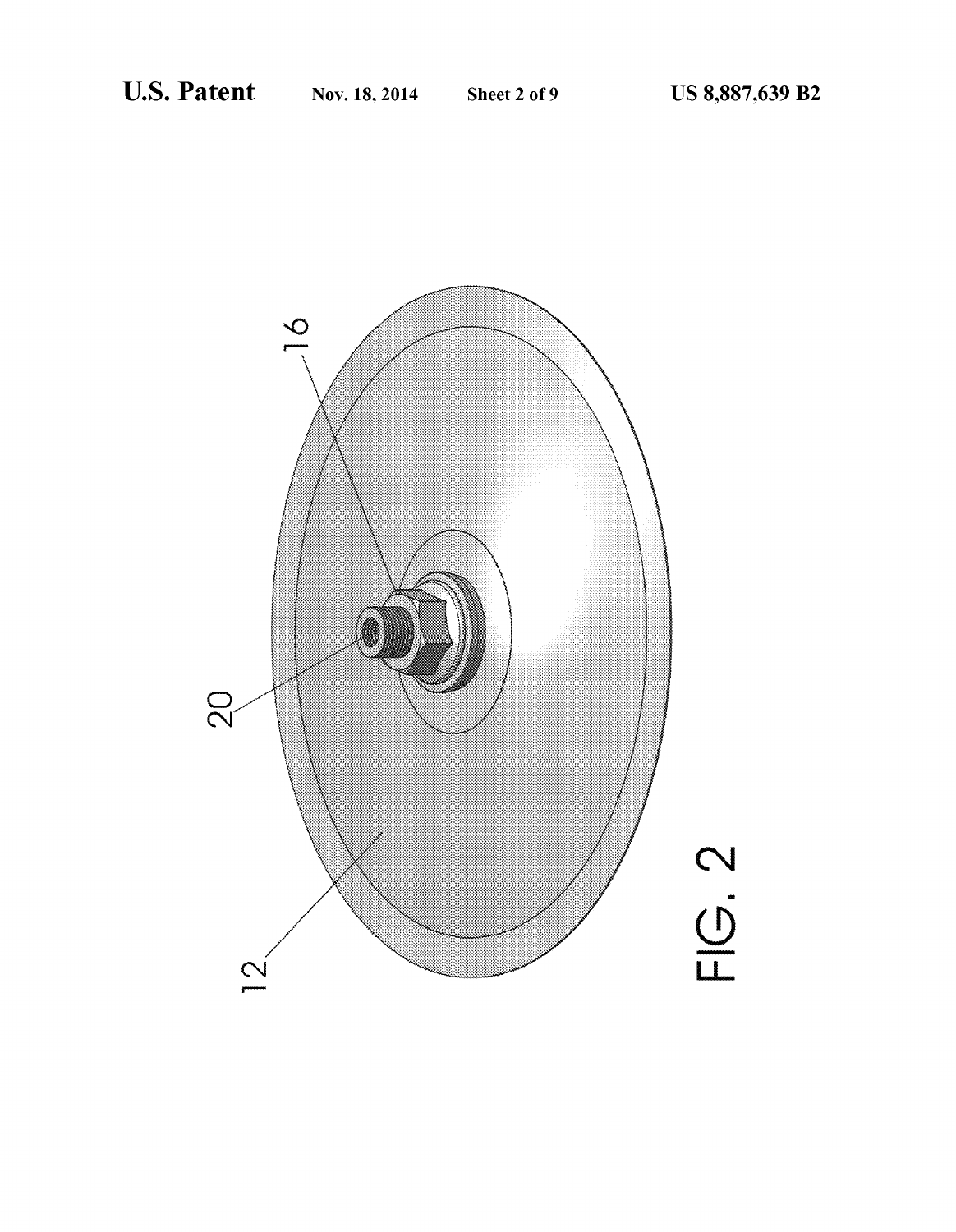FIG. 2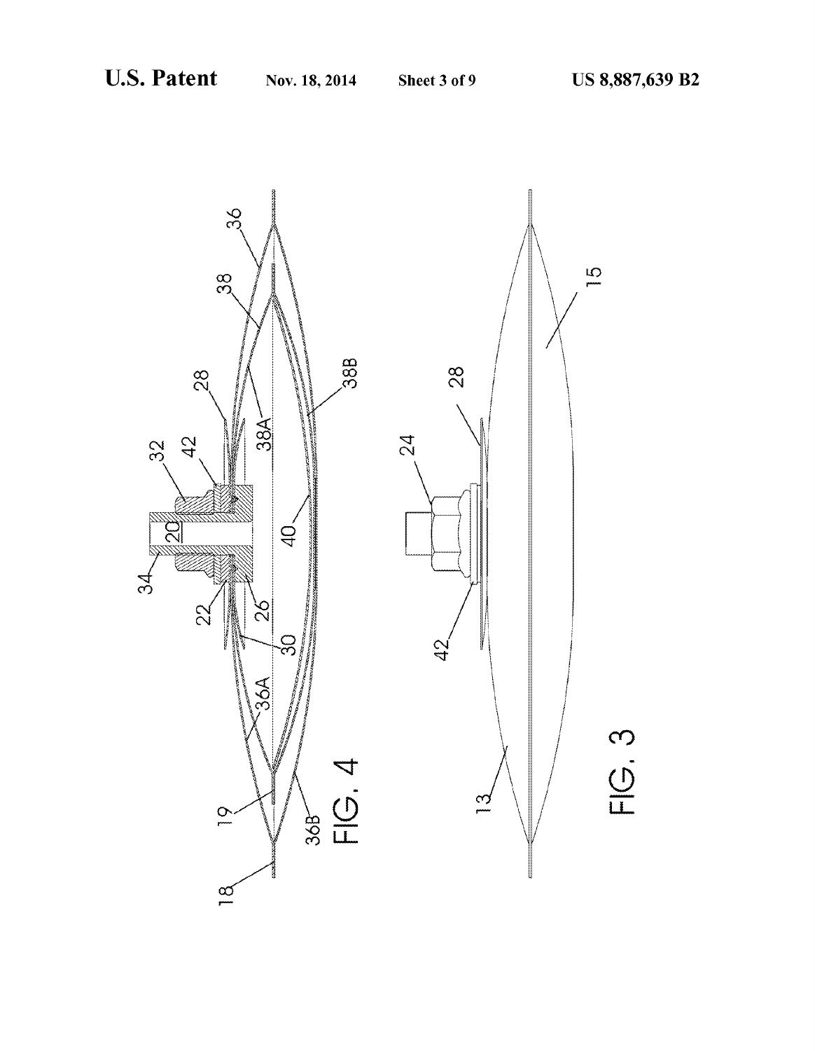FIG. 4

FIG. 3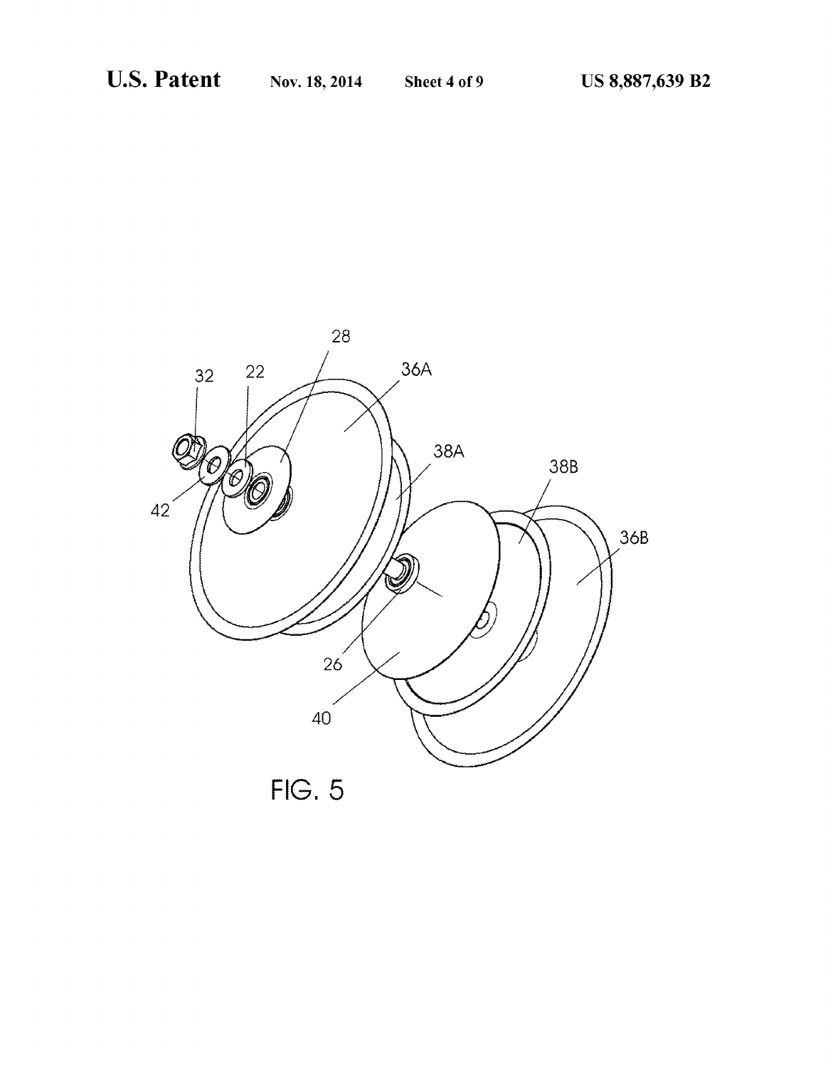FIG. 5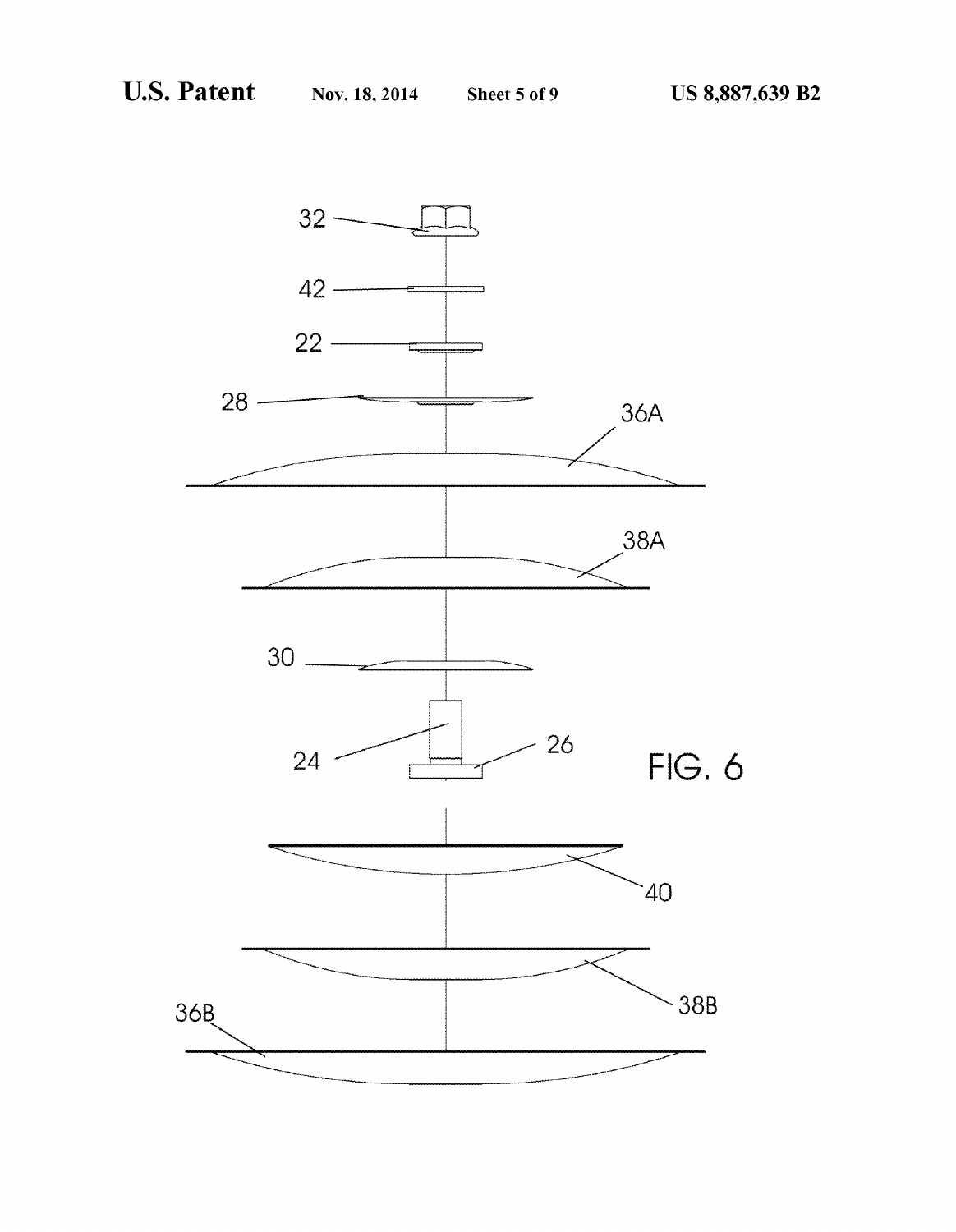FIG. 6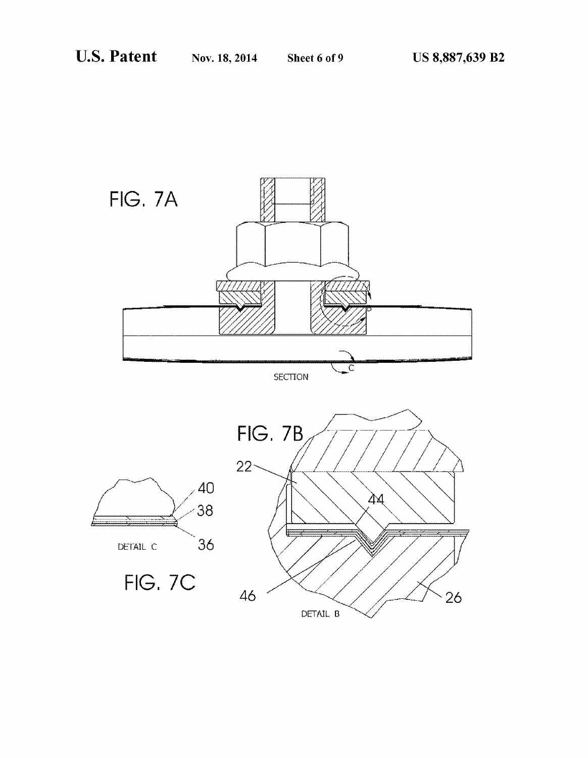FIG. 7A

SECTION

FIG. 7B

22

44

46

26

DETAIL B

40

38

36

DETAIL C

FIG. 7C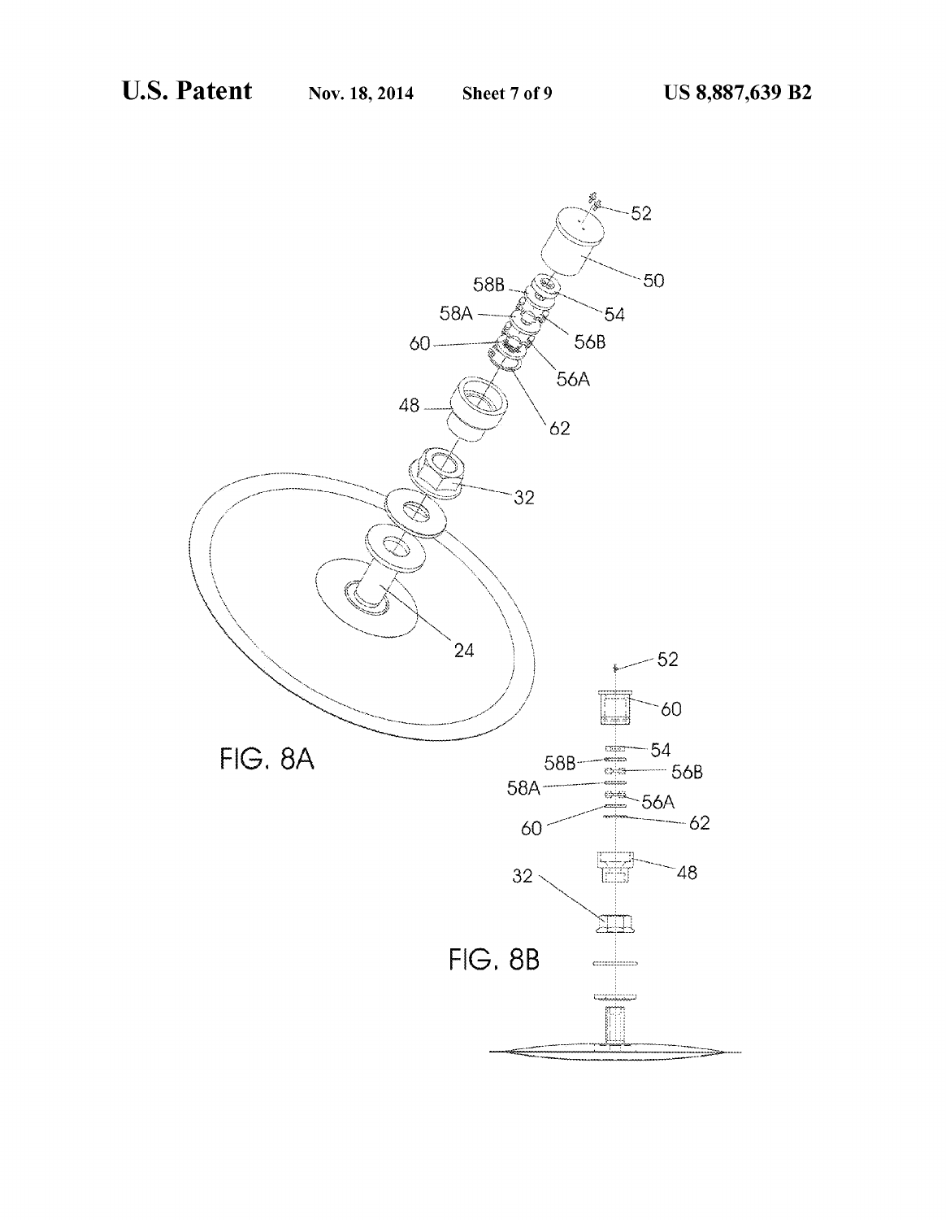FIG. 8A

FIG. 8B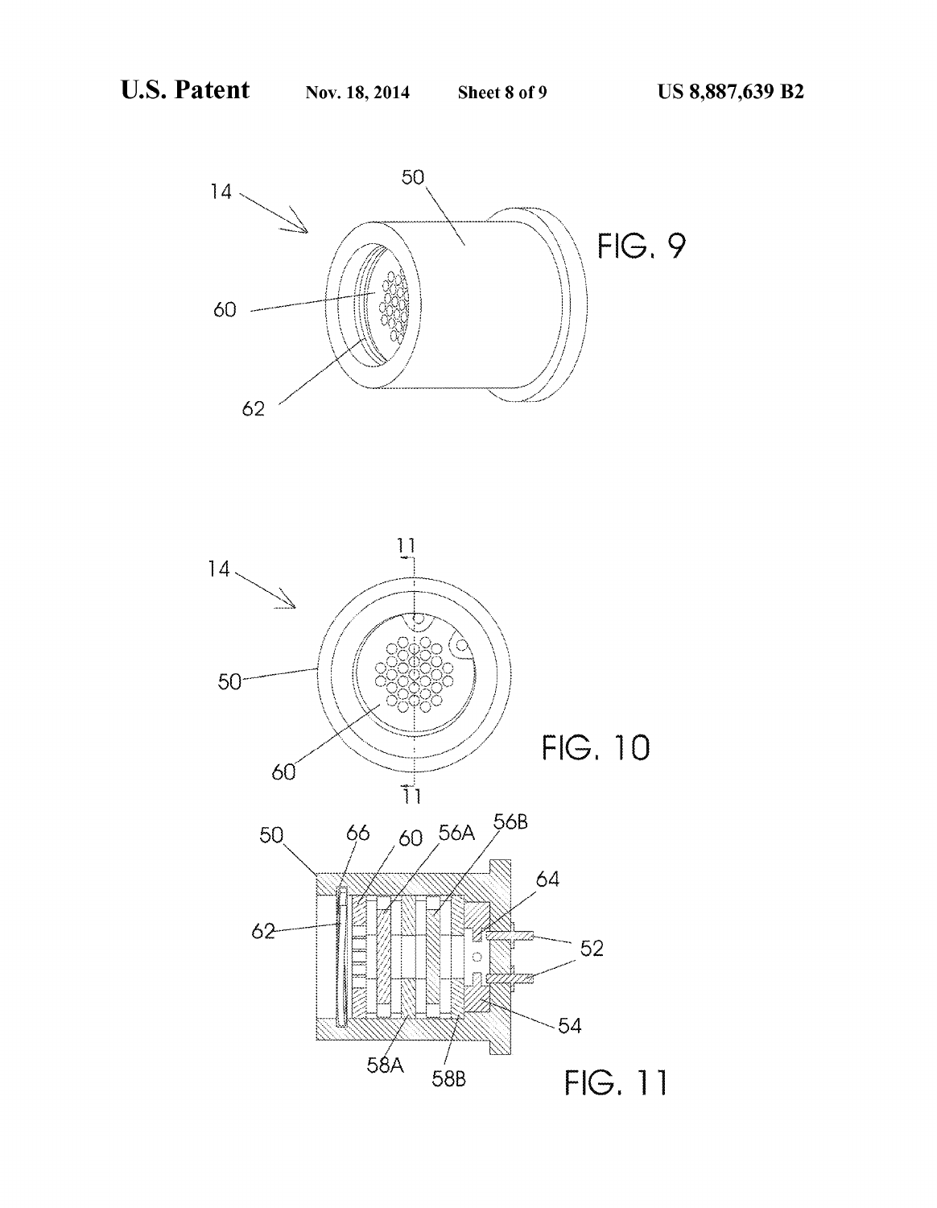FIG. 9

FIG. 10

FIG. 11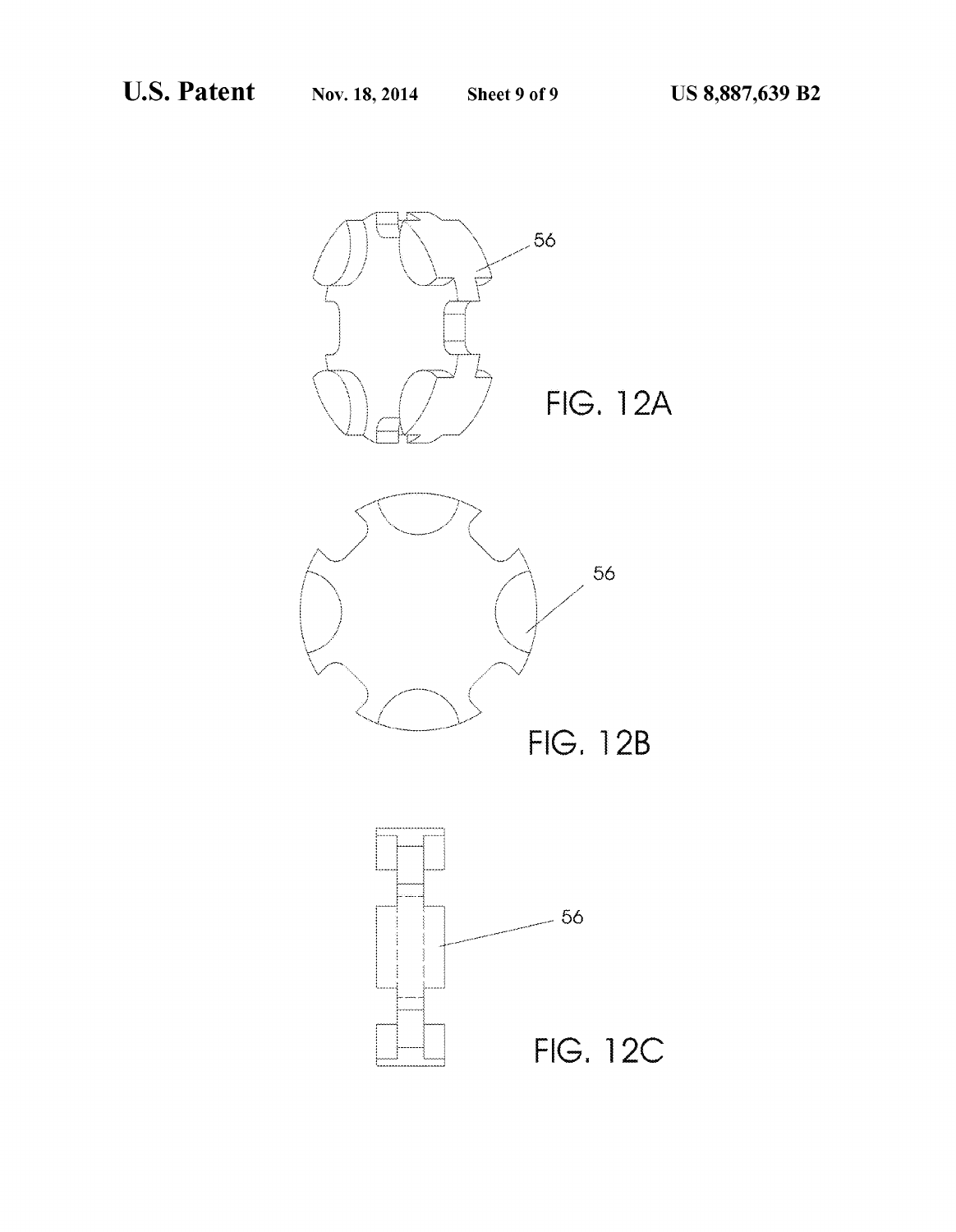FIG. 12A

FIG. 12B

FIG. 12C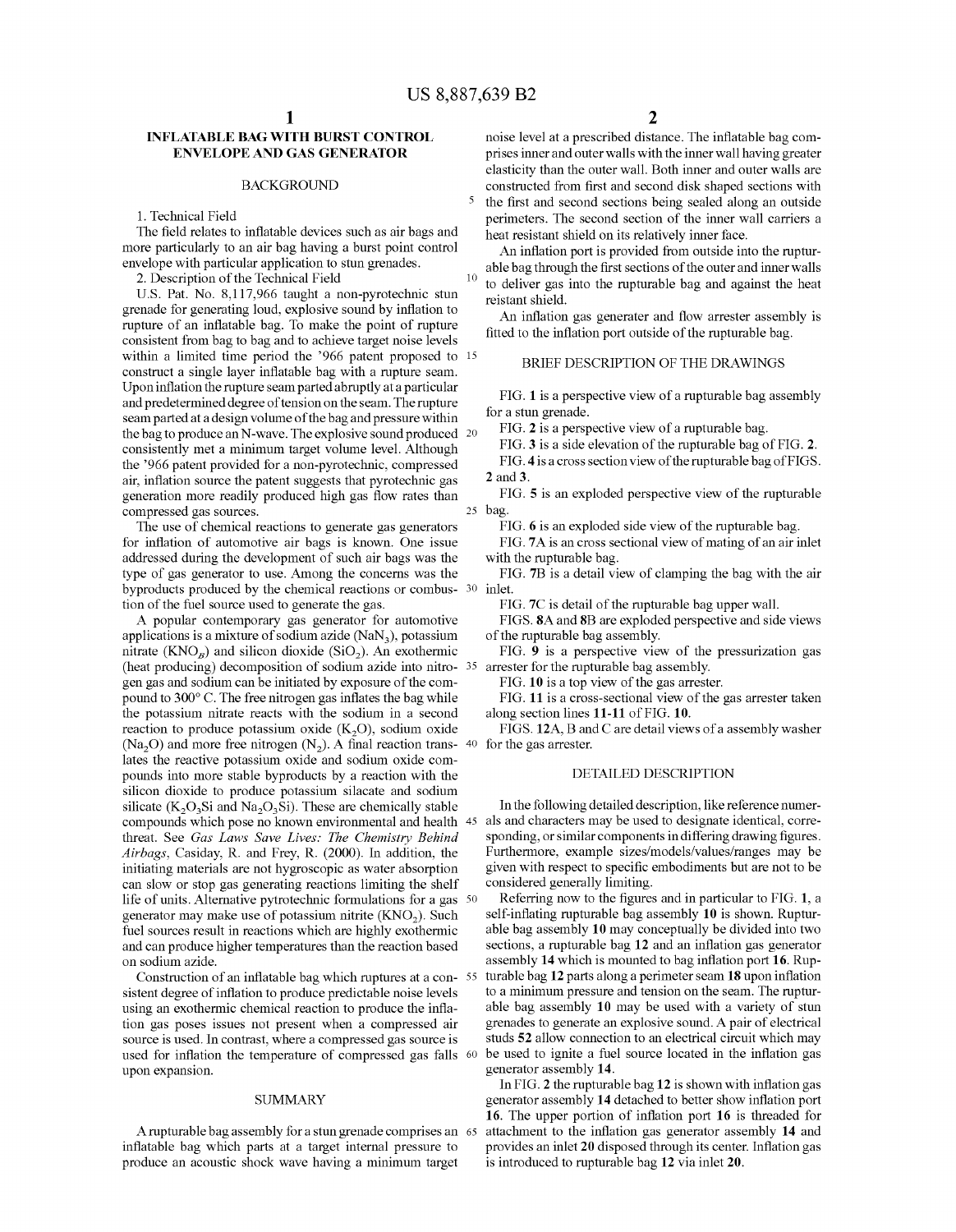# INFLATABLE BAG WITH BURST CONTROL ENVELOPE AND GAS GENERATOR

## BACKGROUND

1. Technical Field

The field relates to inflatable devices such as air bags and more particularly to an air bag having a burst point control envelope with particular application to stun grenades.

2. Description of the Technical Field

U.S. Pat. No. 8,117,966 taught a non-pyrotechnic stun grenade for generating loud, explosive sound by inflation to rupture of an inflatable bag. To make the point of rupture consistent from bag to bag and to achieve target noise levels within a limited time period the '966 patent proposed to construct a single layer inflatable bag with a rupture seam. Upon inflation the rupture seam parted abruptly at a particular and predetermined degree of tension on the seam. The rupture seam parted at a design volume of the bag and pressure within the bag to produce an N-wave. The explosive sound produced consistently met a minimum target volume level. Although the '966 patent provided for a non-pyrotechnic, compressed air, inflation source the patent suggests that pyrotechnic gas generation more readily produced high gas flow rates than compressed gas sources.

The use of chemical reactions to generate gas generators for inflation of automotive air bags is known. One issue addressed during the development of such air bags was the type of gas generator to use. Among the concerns was the byproducts produced by the chemical reactions or combustion of the fuel source used to generate the gas.

A popular contemporary gas generator for automotive applications is a mixture of sodium azide ($NaN_3$), potassium nitrate ($KNO_B$) and silicon dioxide ($SiO_2$). An exothermic (heat producing) decomposition of sodium azide into nitrogen gas and sodium can be initiated by exposure of the compound to 300° C. The free nitrogen gas inflates the bag while the potassium nitrate reacts with the sodium in a second reaction to produce potassium oxide ($K_2O$), sodium oxide ($Na_2O$) and more free nitrogen ($N_2$). A final reaction translates the reactive potassium oxide and sodium oxide compounds into more stable byproducts by a reaction with the silicon dioxide to produce potassium silacate and sodium silicate ($K_2O_3Si$ and $Na_2O_3Si$). These are chemically stable compounds which pose no known environmental and health threat. See *Gas Laws Save Lives: The Chemistry Behind Airbags*, Casiday, R. and Frey, R. (2000). In addition, the initiating materials are not hygroscopic as water absorption can slow or stop gas generating reactions limiting the shelf life of units. Alternative pyrotechnic formulations for a gas generator may make use of potassium nitrite ($KNO_2$). Such fuel sources result in reactions which are highly exothermic and can produce higher temperatures than the reaction based on sodium azide.

Construction of an inflatable bag which ruptures at a consistent degree of inflation to produce predictable noise levels using an exothermic chemical reaction to produce the inflation gas poses issues not present when a compressed air source is used. In contrast, where a compressed gas source is used for inflation the temperature of compressed gas falls upon expansion.

## SUMMARY

A rupturable bag assembly for a stun grenade comprises an inflatable bag which parts at a target internal pressure to produce an acoustic shock wave having a minimum target noise level at a prescribed distance. The inflatable bag comprises inner and outer walls with the inner wall having greater elasticity than the outer wall. Both inner and outer walls are constructed from first and second disk shaped sections with the first and second sections being sealed along an outside perimeters. The second section of the inner wall carriers a heat resistant shield on its relatively inner face.

An inflation port is provided from outside into the rupturable bag through the first sections of the outer and inner walls to deliver gas into the rupturable bag and against the heat reistant shield.

An inflation gas generater and flow arrester assembly is fitted to the inflation port outside of the rupturable bag.

## BRIEF DESCRIPTION OF THE DRAWINGS

FIG. **1** is a perspective view of a rupturable bag assembly for a stun grenade.

FIG. **2** is a perspective view of a rupturable bag.

FIG. **3** is a side elevation of the rupturable bag of FIG. **2**.

FIG. **4** is a cross section view of the rupturable bag of FIGS. **2** and **3**.

FIG. **5** is an exploded perspective view of the rupturable bag.

FIG. **6** is an exploded side view of the rupturable bag.

FIG. **7A** is an cross sectional view of mating of an air inlet with the rupturable bag.

FIG. **7B** is a detail view of clamping the bag with the air inlet.

FIG. **7C** is detail of the rupturable bag upper wall.

FIGS. **8A** and **8B** are exploded perspective and side views of the rupturable bag assembly.

FIG. **9** is a perspective view of the pressurization gas arrester for the rupturable bag assembly.

FIG. **10** is a top view of the gas arrester.

FIG. **11** is a cross-sectional view of the gas arrester taken along section lines **11-11** of FIG. **10**.

FIGS. **12A**, B and C are detail views of a assembly washer for the gas arrester.

## DETAILED DESCRIPTION

In the following detailed description, like reference numerals and characters may be used to designate identical, corresponding, or similar components in differing drawing figures. Furthermore, example sizes/models/values/ranges may be given with respect to specific embodiments but are not to be considered generally limiting.

Referring now to the figures and in particular to FIG. **1**, a self-inflating rupturable bag assembly **10** is shown. Rupturable bag assembly **10** may conceptually be divided into two sections, a rupturable bag **12** and an inflation gas generator assembly **14** which is mounted to bag inflation port **16**. Rupturable bag **12** parts along a perimeter seam **18** upon inflation to a minimum pressure and tension on the seam. The rupturable bag assembly **10** may be used with a variety of stun grenades to generate an explosive sound. A pair of electrical studs **52** allow connection to an electrical circuit which may be used to ignite a fuel source located in the inflation gas generator assembly **14**.

In FIG. **2** the rupturable bag **12** is shown with inflation gas generator assembly **14** detached to better show inflation port **16**. The upper portion of inflation port **16** is threaded for attachment to the inflation gas generator assembly **14** and provides an inlet **20** disposed through its center. Inflation gas is introduced to rupturable bag **12** via inlet **20**.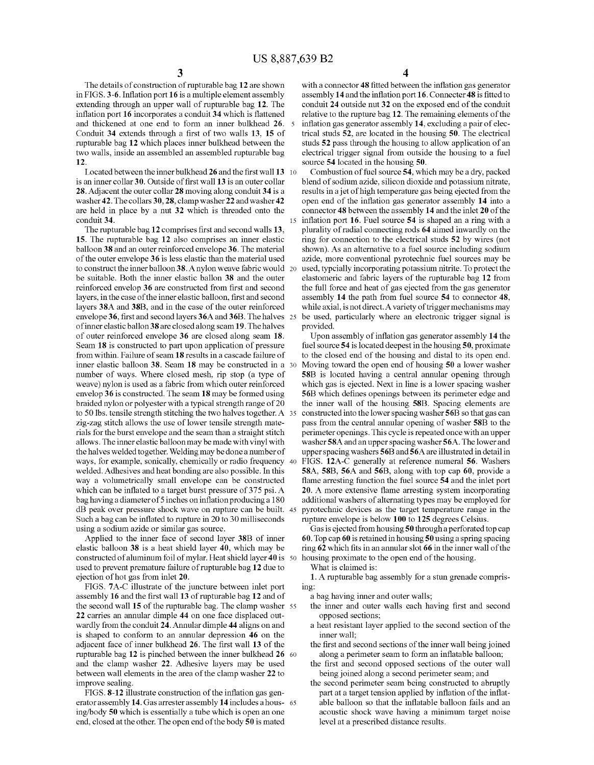The details of construction of rupturable bag **12** are shown in FIGS. **3-6**. Inflation port **16** is a multiple element assembly extending through an upper wall of rupturable bag **12**. The inflation port **16** incorporates a conduit **34** which is flattened and thickened at one end to form an inner bulkhead **26**. Conduit **34** extends through a first of two walls **13**, **15** of rupturable bag **12** which places inner bulkhead between the two walls, inside an assembled an assembled rupturable bag **12**.

Located between the inner bulkhead **26** and the first wall **13** is an inner collar **30**. Outside of first wall **13** is an outer collar **28**. Adjacent the outer collar **28** moving along conduit **34** is a washer **42**. The collars **30**, **28**, clamp washer **22** and washer **42** are held in place by a nut **32** which is threaded onto the conduit **34**.

The rupturable bag **12** comprises first and second walls **13**, **15**. The rupturable bag **12** also comprises an inner elastic balloon **38** and an outer reinforced envelope **36**. The material of the outer envelope **36** is less elastic than the material used to construct the inner balloon **38**. A nylon weave fabric would be suitable. Both the inner elastic ballon **38** and the outer reinforced envelop **36** are constructed from first and second layers, in the case of the inner elastic balloon, first and second layers **38**A and **38**B, and in the case of the outer reinforced envelope **36**, first and second layers **36**A and **36**B. The halves of inner elastic ballon **38** are closed along seam **19**. The halves of outer reinforced envelope **36** are closed along seam **18**. Seam **18** is constructed to part upon application of pressure from within. Failure of seam **18** results in a cascade failure of inner elastic balloon **38**. Seam **18** may be constructed in a number of ways. Where closed mesh, rip stop (a type of weave) nylon is used as a fabric from which outer reinforced envelop **36** is constructed. The seam **18** may be formed using braided nylon or polyester with a typical strength range of 20 to 50 lbs. tensile strength stitching the two halves together. A zig-zag stitch allows the use of lower tensile strength materials for the burst envelope and the seam than a straight stitch allows. The inner elastic balloon may be made with vinyl with the halves welded together. Welding may be done a number of ways, for example, sonically, chemically or radio frequency welded. Adhesives and heat bonding are also possible. In this way a volumetrically small envelope can be constructed which can be inflated to a target burst pressure of 375 psi. A bag having a diameter of 5 inches on inflation producing a 180 dB peak over pressure shock wave on rupture can be built. Such a bag can be inflated to rupture in 20 to 30 milliseconds using a sodium azide or similar gas source.

Applied to the inner face of second layer **38**B of inner elastic balloon **38** is a heat shield layer **40**, which may be constructed of aluminum foil of mylar. Heat shield layer **40** is used to prevent premature failure of rupturable bag **12** due to ejection of hot gas from inlet **20**.

FIGS. **7**A-C illustrate of the juncture between inlet port assembly **16** and the first wall **13** of rupturable bag **12** and of the second wall **15** of the rupturable bag. The clamp washer **22** carries an annular dimple **44** on one face displaced outwardly from the conduit **24**. Annular dimple **44** aligns on and is shaped to conform to an annular depression **46** on the adjacent face of inner bulkhead **26**. The first wall **13** of the rupturable bag **12** is pinched between the inner bulkhead **26** and the clamp washer **22**. Adhesive layers may be used between wall elements in the area of the clamp washer **22** to improve sealing.

FIGS. **8-12** illustrate construction of the inflation gas generator assembly **14**. Gas arrester assembly **14** includes a housing/body **50** which is essentially a tube which is open an one end, closed at the other. The open end of the body **50** is mated with a connector **48** fitted between the inflation gas generator assembly **14** and the inflation port **16**. Connecter **48** is fitted to conduit **24** outside nut **32** on the exposed end of the conduit relative to the rupture bag **12**. The remaining elements of the inflation gas generator assembly **14**, excluding a pair of electrical studs **52**, are located in the housing **50**. The electrical studs **52** pass through the housing to allow application of an electrical trigger signal from outside the housing to a fuel source **54** located in the housing **50**.

Combustion of fuel source **54**, which may be a dry, packed blend of sodium azide, silicon dioxide and potassium nitrate, results in a jet of high temperature gas being ejected from the open end of the inflation gas generator assembly **14** into a connector **48** between the assembly **14** and the inlet **20** of the inflation port **16**. Fuel source **54** is shaped an a ring with a plurality of radial connecting rods **64** aimed inwardly on the ring for connection to the electrical studs **52** by wires (not shown). As an alternative to a fuel source including sodium azide, more conventional pyrotechnic fuel sources may be used, typcially incorporating potassium nitrite. To protect the elastomeric and fabric layers of the rupturable bag **12** from the full force and heat of gas ejected from the gas generator assembly **14** the path from fuel source **54** to connector **48**, while axial, is not direct. A variety of trigger mechanisms may be used, particularly where an electronic trigger signal is provided.

Upon assembly of inflation gas generator assembly **14** the fuel source **54** is located deepest in the housing **50**, proximate to the closed end of the housing and distal to its open end. Moving toward the open end of housing **50** a lower washer **58**B is located having a central annular opening through which gas is ejected. Next in line is a lower spacing washer **56**B which defines openings between its perimeter edge and the inner wall of the housing **58**B. Spacing elements are constructed into the lower spacing washer **56**B so that gas can pass from the central annular opening of washer **58**B to the perimeter openings. This cycle is repeated once with an upper washer **58**A and an upper spacing washer **56**A. The lower and upper spacing washers **56**B and **56**A are illustrated in detail in FIGS. **12**A-C generally at reference numeral **56**. Washers **58**A, **58**B, **56**A and **56**B, along with top cap **60**, provide a flame arresting function the fuel source **54** and the inlet port **20**. A more extensive flame arresting system incorporating additional washers of alternating types may be employed for pyrotechnic devices as the target temperature range in the rupture envelope is below **100** to **125** degrees Celsius.

Gas is ejected from housing **50** through a perforated top cap **60**. Top cap **60** is retained in housing **50** using a spring spacing ring **62** which fits in an annular slot **66** in the inner wall of the housing proximate to the open end of the housing.

What is claimed is:

**1**. A rupturable bag assembly for a stun grenade comprising:

a bag having inner and outer walls;

the inner and outer walls each having first and second opposed sections;

a heat resistant layer applied to the second section of the inner wall;

the first and second sections of the inner wall being joined along a perimeter seam to form an inflatable balloon;

the first and second opposed sections of the outer wall being joined along a second perimeter seam; and

the second perimeter seam being constructed to abruptly part at a target tension applied by inflation of the inflatable balloon so that the inflatable balloon fails and an acoustic shock wave having a minimum target noise level at a prescribed distance results.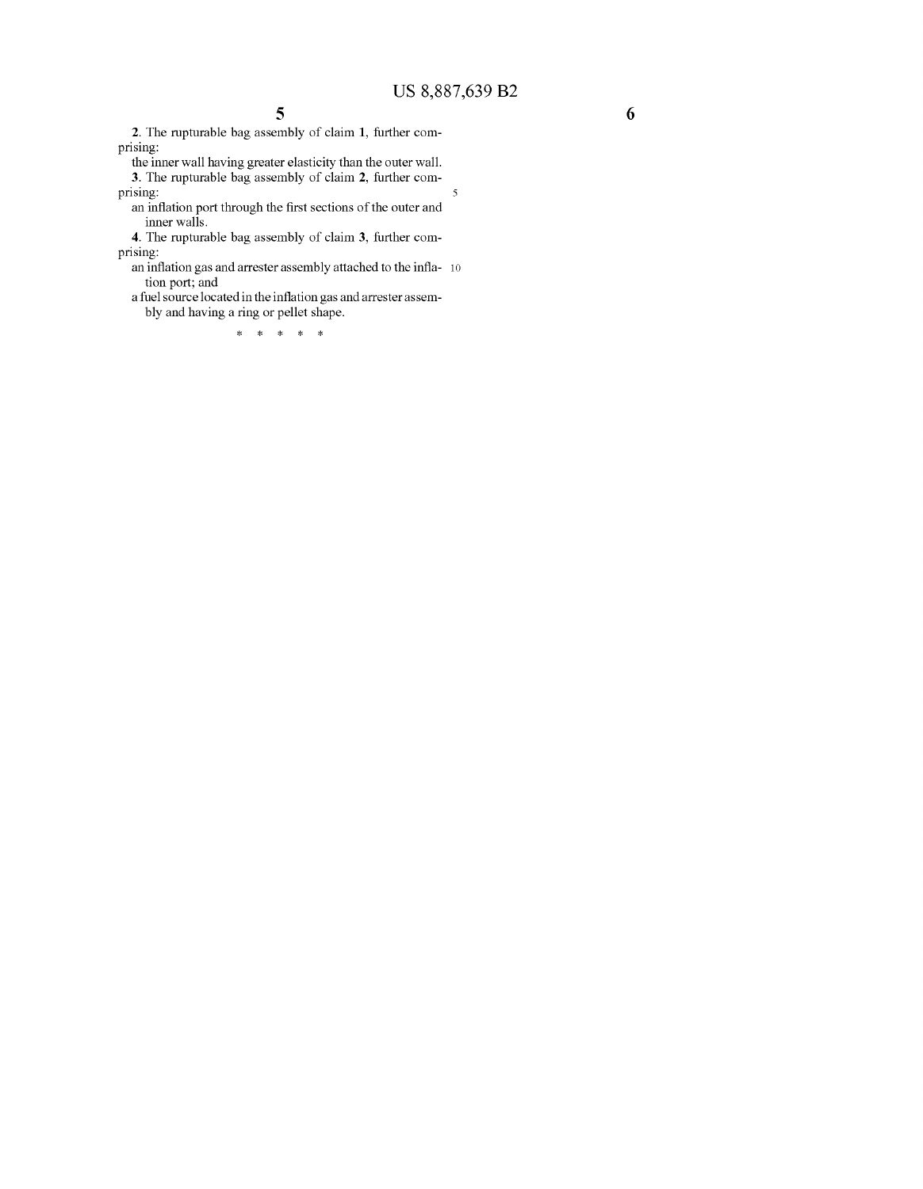2. The rupturable bag assembly of claim 1, further comprising:

the inner wall having greater elasticity than the outer wall.

3. The rupturable bag assembly of claim 2, further comprising:

an inflation port through the first sections of the outer and inner walls.

4. The rupturable bag assembly of claim 3, further comprising:

an inflation gas and arrester assembly attached to the inflation port; and

a fuel source located in the inflation gas and arrester assembly and having a ring or pellet shape.

* * * * *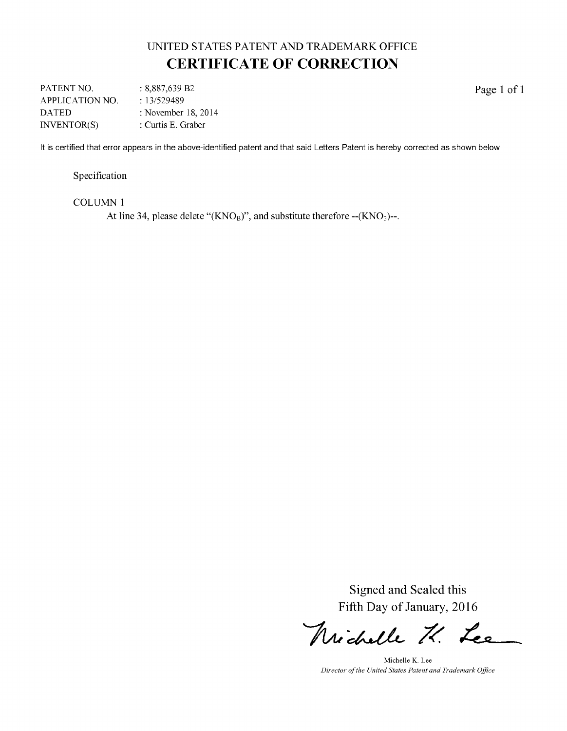UNITED STATES PATENT AND TRADEMARK OFFICE

# CERTIFICATE OF CORRECTION

PATENT NO. : 8,887,639 B2
APPLICATION NO. : 13/529489
DATED : November 18, 2014
INVENTOR(S) : Curtis E. Graber

Page 1 of 1

It is certified that error appears in the above-identified patent and that said Letters Patent is hereby corrected as shown below:

Specification

COLUMN 1

At line 34, please delete "($KNO_B$)", and substitute therefore --($KNO_3$)--.

Signed and Sealed this
Fifth Day of January, 2016

Michelle K. Lee

Michelle K. Lee
*Director of the United States Patent and Trademark Office*